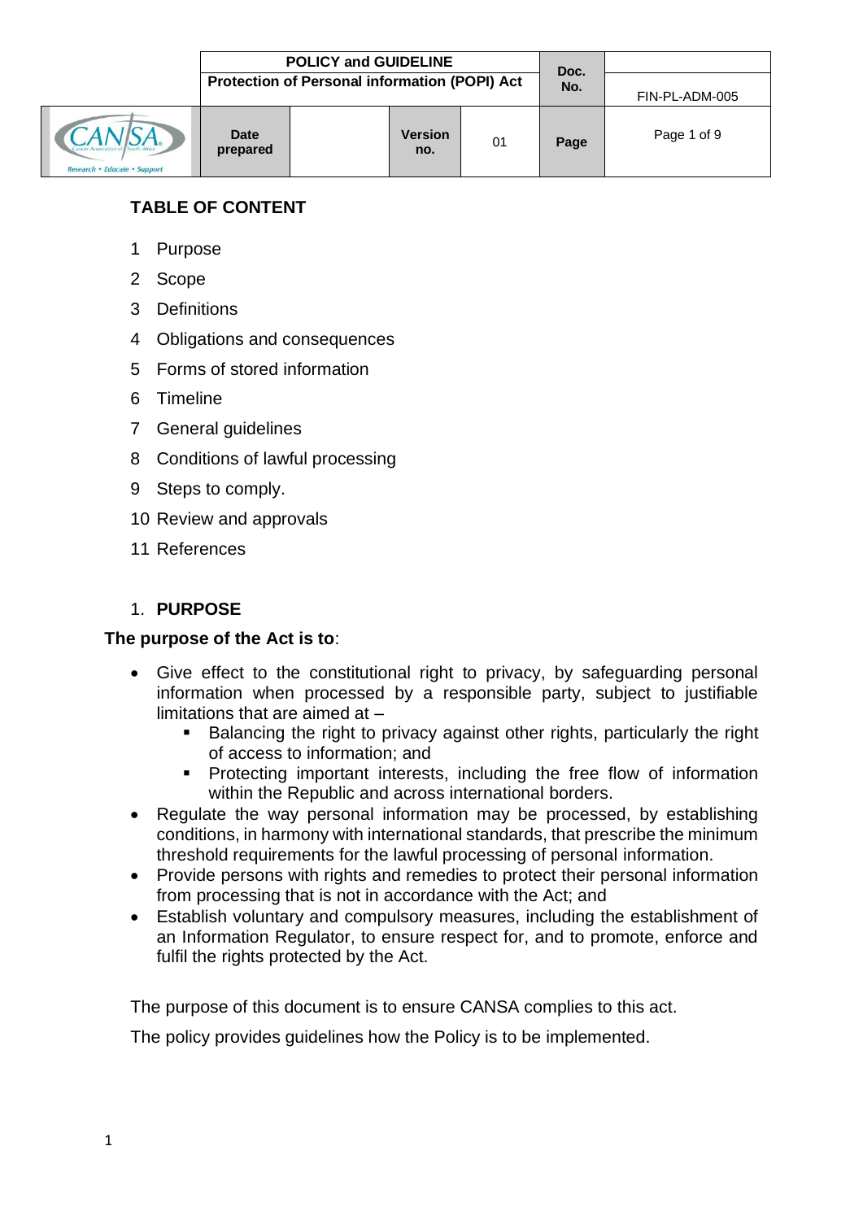## TABLE OF CONTENT

1 Purpose
2 Scope
3 Definitions
4 Obligations and consequences
5 Forms of stored information
6 Timeline
7 General guidelines
8 Conditions of lawful processing
9 Steps to comply.
10 Review and approvals
11 References

## 1. PURPOSE

**The purpose of the Act is to**:

- Give effect to the constitutional right to privacy, by safeguarding personal information when processed by a responsible party, subject to justifiable limitations that are aimed at –
  - Balancing the right to privacy against other rights, particularly the right of access to information; and
  - Protecting important interests, including the free flow of information within the Republic and across international borders.
- Regulate the way personal information may be processed, by establishing conditions, in harmony with international standards, that prescribe the minimum threshold requirements for the lawful processing of personal information.
- Provide persons with rights and remedies to protect their personal information from processing that is not in accordance with the Act; and
- Establish voluntary and compulsory measures, including the establishment of an Information Regulator, to ensure respect for, and to promote, enforce and fulfil the rights protected by the Act.

The purpose of this document is to ensure CANSA complies to this act.

The policy provides guidelines how the Policy is to be implemented.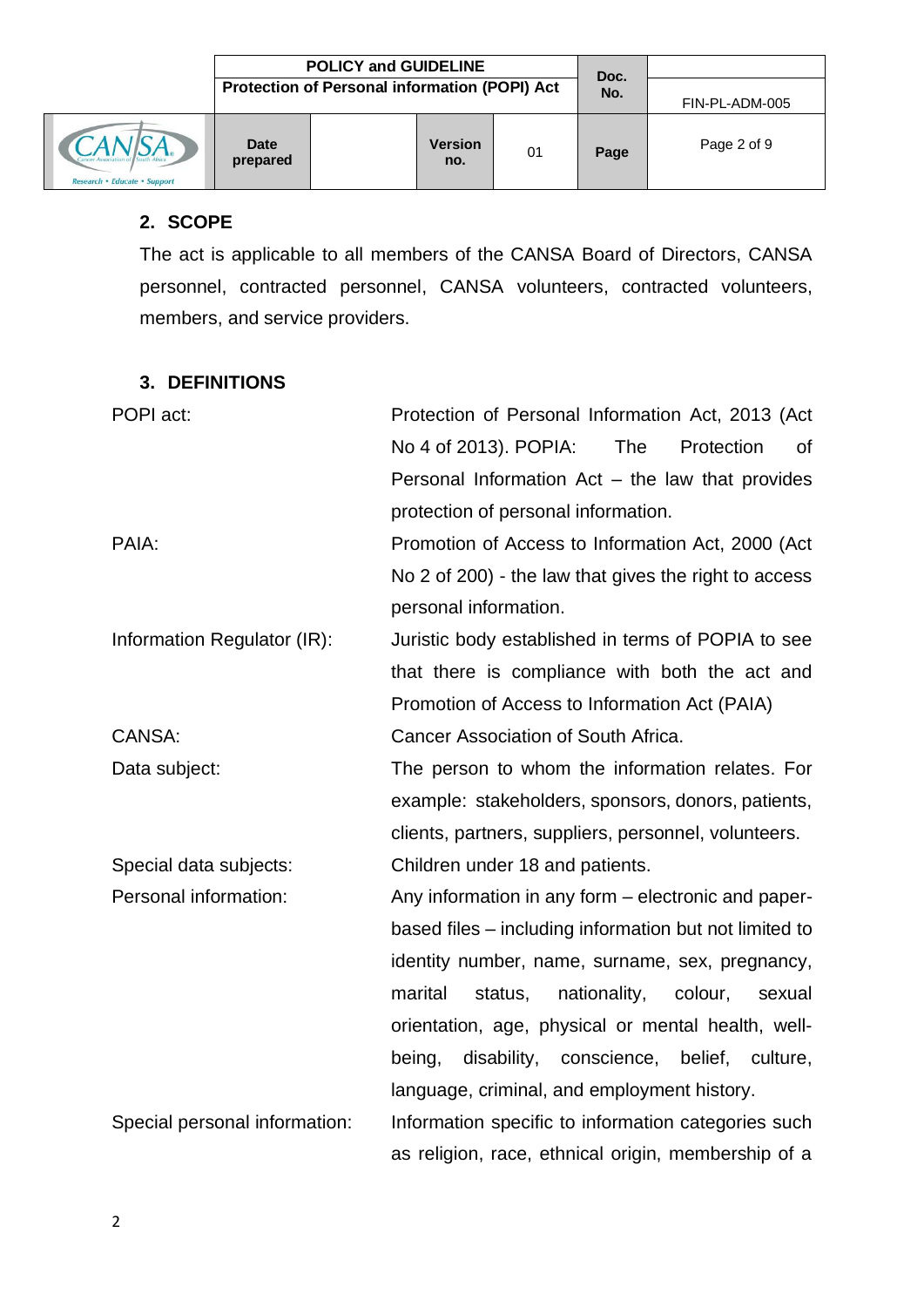## 2. SCOPE

The act is applicable to all members of the CANSA Board of Directors, CANSA personnel, contracted personnel, CANSA volunteers, contracted volunteers, members, and service providers.

## 3. DEFINITIONS

| | |
|---|---|
| POPI act: | Protection of Personal Information Act, 2013 (Act No 4 of 2013). POPIA: The Protection of Personal Information Act – the law that provides protection of personal information. |
| PAIA: | Promotion of Access to Information Act, 2000 (Act No 2 of 200) - the law that gives the right to access personal information. |
| Information Regulator (IR): | Juristic body established in terms of POPIA to see that there is compliance with both the act and Promotion of Access to Information Act (PAIA) |
| CANSA: | Cancer Association of South Africa. |
| Data subject: | The person to whom the information relates. For example: stakeholders, sponsors, donors, patients, clients, partners, suppliers, personnel, volunteers. |
| Special data subjects: | Children under 18 and patients. |
| Personal information: | Any information in any form – electronic and paper-based files – including information but not limited to identity number, name, surname, sex, pregnancy, marital status, nationality, colour, sexual orientation, age, physical or mental health, well-being, disability, conscience, belief, culture, language, criminal, and employment history. |
| Special personal information: | Information specific to information categories such as religion, race, ethnical origin, membership of a |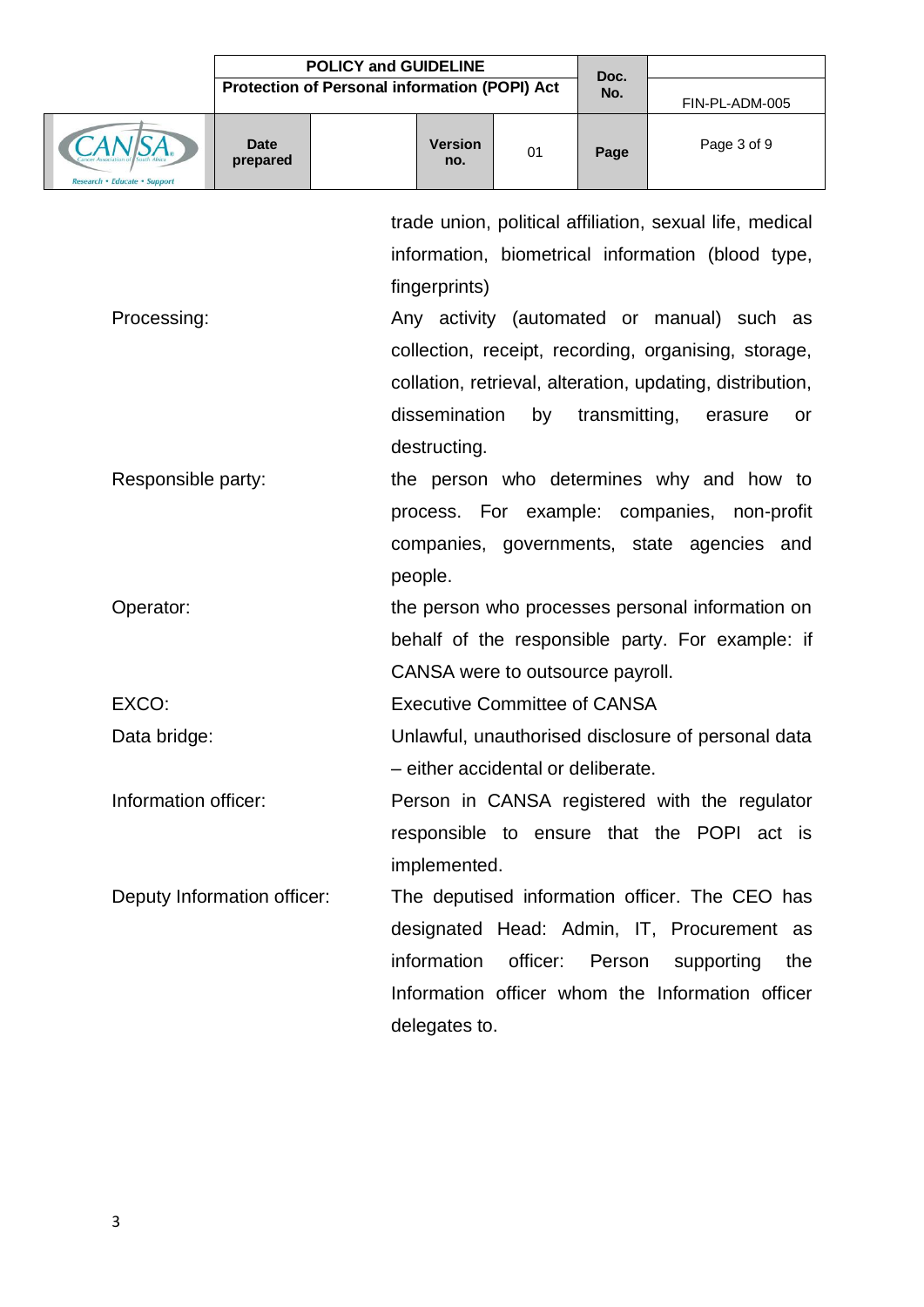| | |
|---|---|
| | trade union, political affiliation, sexual life, medical information, biometrical information (blood type, fingerprints) |
| Processing: | Any activity (automated or manual) such as collection, receipt, recording, organising, storage, collation, retrieval, alteration, updating, distribution, dissemination by transmitting, erasure or destructing. |
| Responsible party: | the person who determines why and how to process. For example: companies, non-profit companies, governments, state agencies and people. |
| Operator: | the person who processes personal information on behalf of the responsible party. For example: if CANSA were to outsource payroll. |
| EXCO: | Executive Committee of CANSA |
| Data bridge: | Unlawful, unauthorised disclosure of personal data – either accidental or deliberate. |
| Information officer: | Person in CANSA registered with the regulator responsible to ensure that the POPI act is implemented. |
| Deputy Information officer: | The deputised information officer. The CEO has designated Head: Admin, IT, Procurement as information officer: Person supporting the Information officer whom the Information officer delegates to. |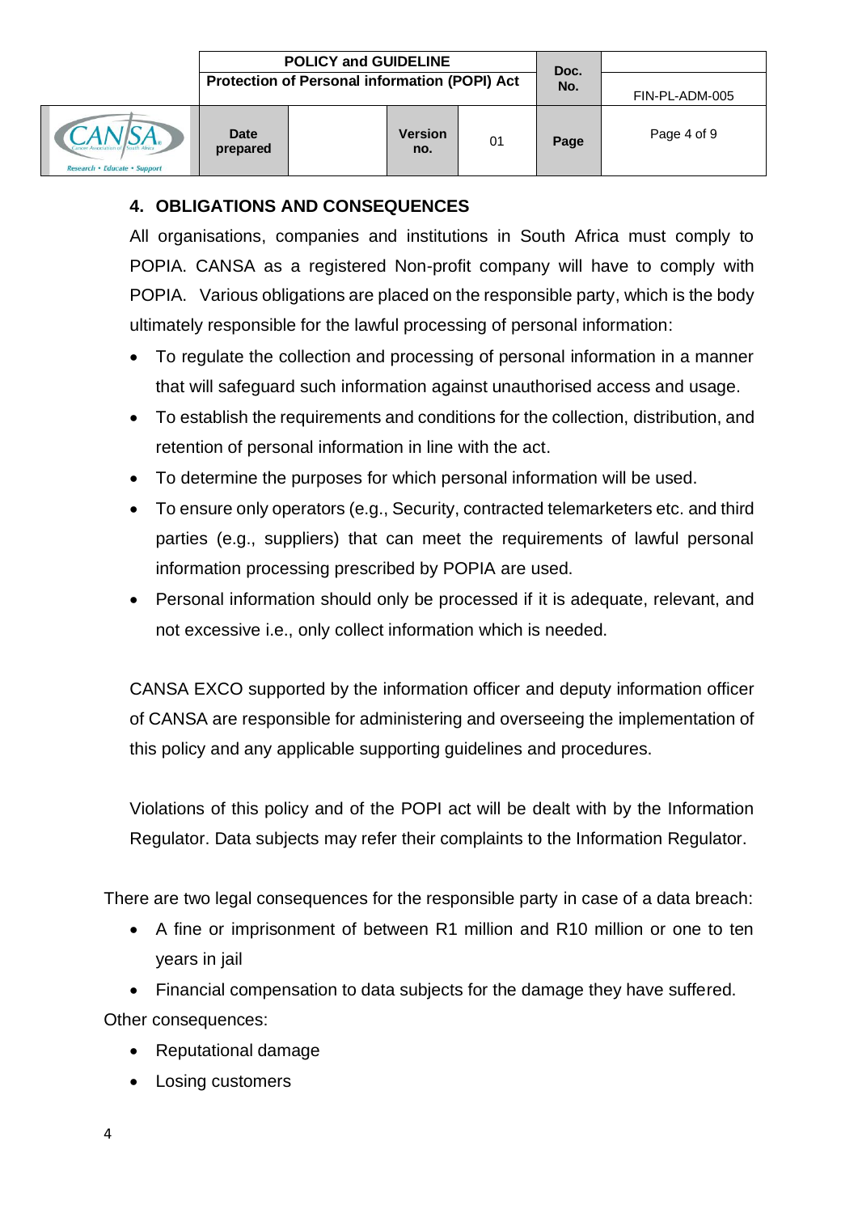## 4. OBLIGATIONS AND CONSEQUENCES

All organisations, companies and institutions in South Africa must comply to POPIA. CANSA as a registered Non-profit company will have to comply with POPIA. Various obligations are placed on the responsible party, which is the body ultimately responsible for the lawful processing of personal information:

- To regulate the collection and processing of personal information in a manner that will safeguard such information against unauthorised access and usage.
- To establish the requirements and conditions for the collection, distribution, and retention of personal information in line with the act.
- To determine the purposes for which personal information will be used.
- To ensure only operators (e.g., Security, contracted telemarketers etc. and third parties (e.g., suppliers) that can meet the requirements of lawful personal information processing prescribed by POPIA are used.
- Personal information should only be processed if it is adequate, relevant, and not excessive i.e., only collect information which is needed.

CANSA EXCO supported by the information officer and deputy information officer of CANSA are responsible for administering and overseeing the implementation of this policy and any applicable supporting guidelines and procedures.

Violations of this policy and of the POPI act will be dealt with by the Information Regulator. Data subjects may refer their complaints to the Information Regulator.

There are two legal consequences for the responsible party in case of a data breach:

- A fine or imprisonment of between R1 million and R10 million or one to ten years in jail
- Financial compensation to data subjects for the damage they have suffered.

Other consequences:

- Reputational damage
- Losing customers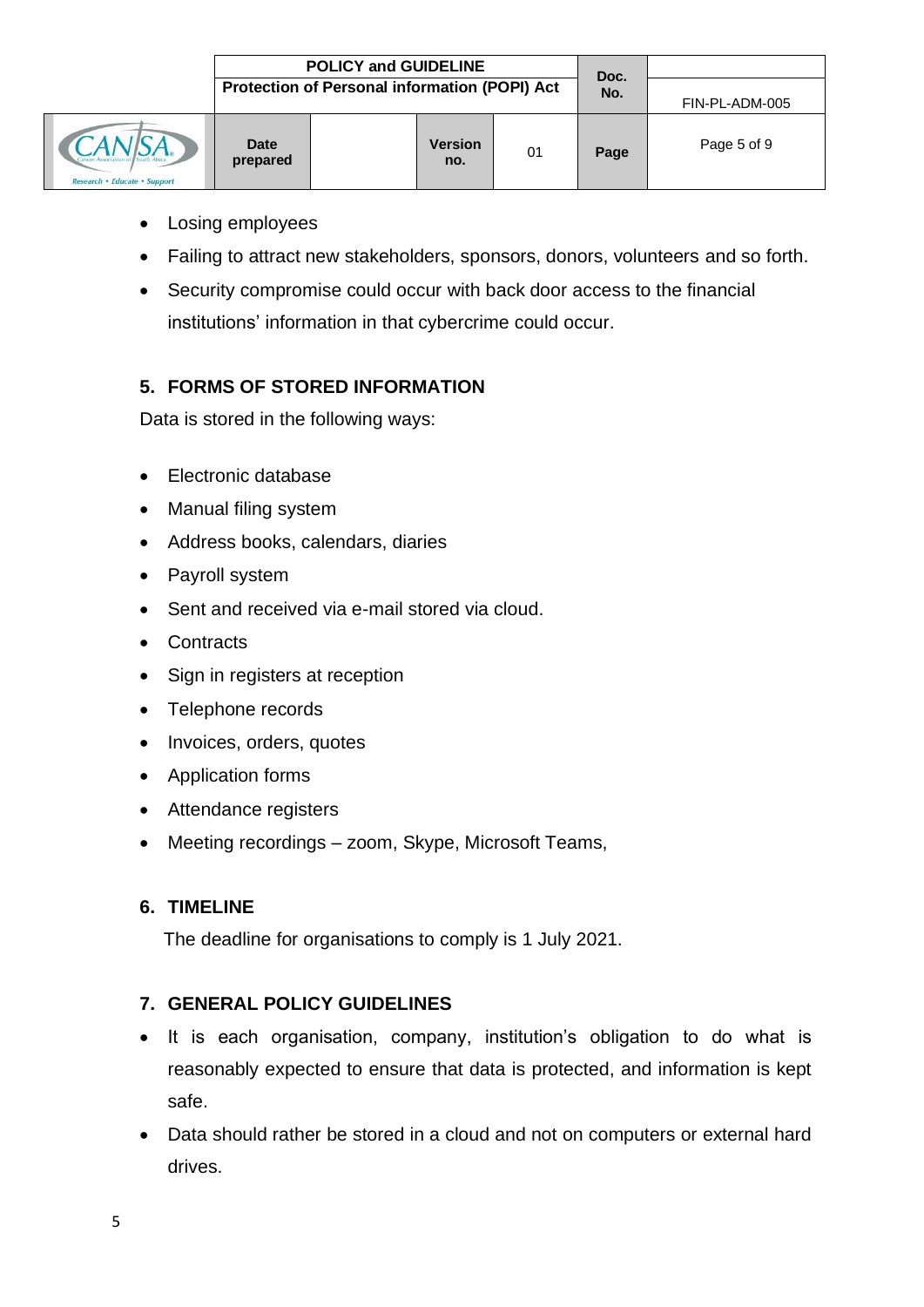- Losing employees
- Failing to attract new stakeholders, sponsors, donors, volunteers and so forth.
- Security compromise could occur with back door access to the financial institutions' information in that cybercrime could occur.

## 5. FORMS OF STORED INFORMATION

Data is stored in the following ways:

- Electronic database
- Manual filing system
- Address books, calendars, diaries
- Payroll system
- Sent and received via e-mail stored via cloud.
- Contracts
- Sign in registers at reception
- Telephone records
- Invoices, orders, quotes
- Application forms
- Attendance registers
- Meeting recordings – zoom, Skype, Microsoft Teams,

## 6. TIMELINE

The deadline for organisations to comply is 1 July 2021.

## 7. GENERAL POLICY GUIDELINES

- It is each organisation, company, institution's obligation to do what is reasonably expected to ensure that data is protected, and information is kept safe.
- Data should rather be stored in a cloud and not on computers or external hard drives.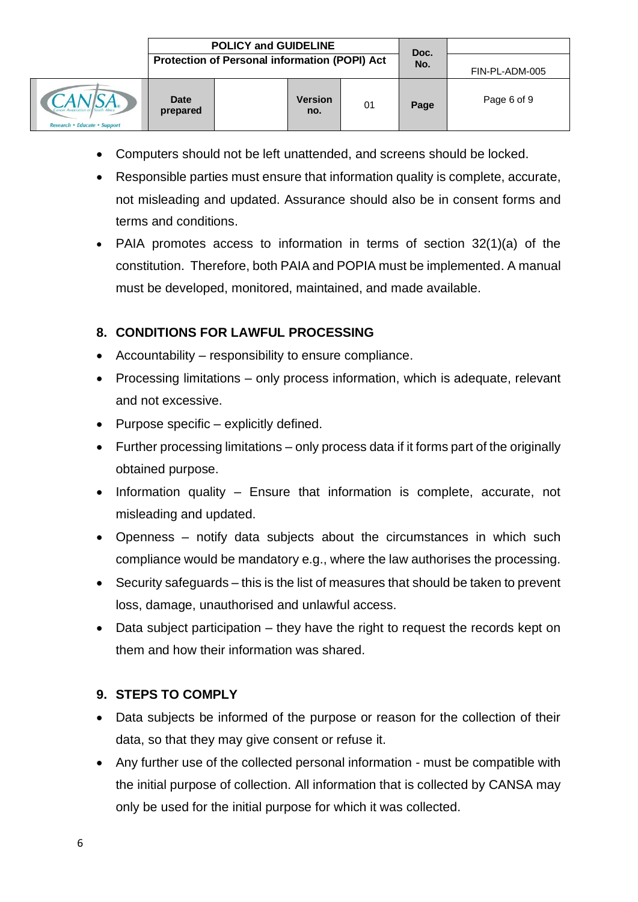- Computers should not be left unattended, and screens should be locked.
- Responsible parties must ensure that information quality is complete, accurate, not misleading and updated. Assurance should also be in consent forms and terms and conditions.
- PAIA promotes access to information in terms of section 32(1)(a) of the constitution. Therefore, both PAIA and POPIA must be implemented. A manual must be developed, monitored, maintained, and made available.

## 8. CONDITIONS FOR LAWFUL PROCESSING

- Accountability – responsibility to ensure compliance.
- Processing limitations – only process information, which is adequate, relevant and not excessive.
- Purpose specific – explicitly defined.
- Further processing limitations – only process data if it forms part of the originally obtained purpose.
- Information quality – Ensure that information is complete, accurate, not misleading and updated.
- Openness – notify data subjects about the circumstances in which such compliance would be mandatory e.g., where the law authorises the processing.
- Security safeguards – this is the list of measures that should be taken to prevent loss, damage, unauthorised and unlawful access.
- Data subject participation – they have the right to request the records kept on them and how their information was shared.

## 9. STEPS TO COMPLY

- Data subjects be informed of the purpose or reason for the collection of their data, so that they may give consent or refuse it.
- Any further use of the collected personal information - must be compatible with the initial purpose of collection. All information that is collected by CANSA may only be used for the initial purpose for which it was collected.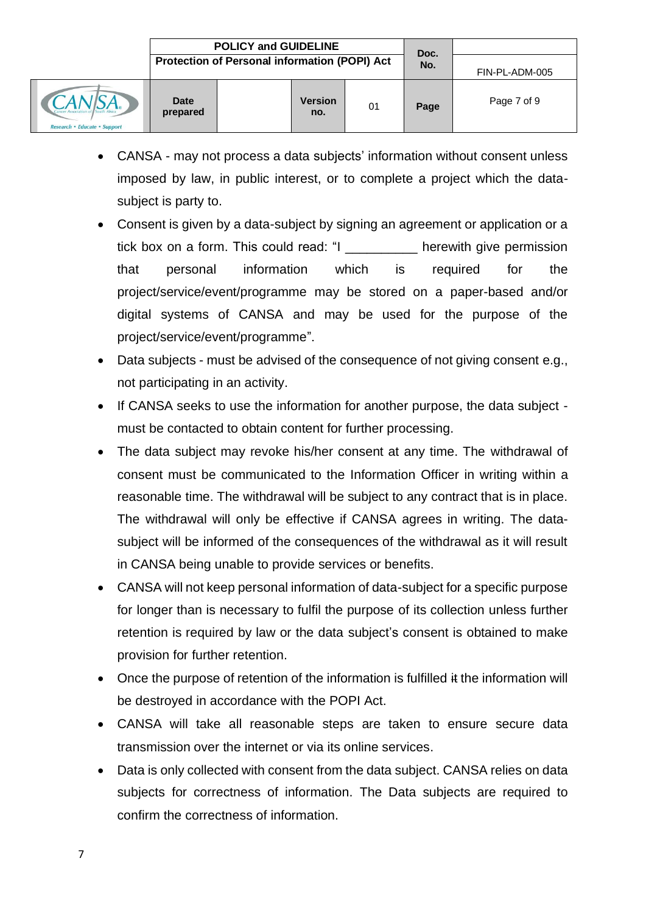- CANSA - may not process a data subjects' information without consent unless imposed by law, in public interest, or to complete a project which the data-subject is party to.
- Consent is given by a data-subject by signing an agreement or application or a tick box on a form. This could read: "I __________ herewith give permission that personal information which is required for the project/service/event/programme may be stored on a paper-based and/or digital systems of CANSA and may be used for the purpose of the project/service/event/programme".
- Data subjects - must be advised of the consequence of not giving consent e.g., not participating in an activity.
- If CANSA seeks to use the information for another purpose, the data subject - must be contacted to obtain content for further processing.
- The data subject may revoke his/her consent at any time. The withdrawal of consent must be communicated to the Information Officer in writing within a reasonable time. The withdrawal will be subject to any contract that is in place. The withdrawal will only be effective if CANSA agrees in writing. The data-subject will be informed of the consequences of the withdrawal as it will result in CANSA being unable to provide services or benefits.
- CANSA will not keep personal information of data-subject for a specific purpose for longer than is necessary to fulfil the purpose of its collection unless further retention is required by law or the data subject's consent is obtained to make provision for further retention.
- Once the purpose of retention of the information is fulfilled ~~it~~ the information will be destroyed in accordance with the POPI Act.
- CANSA will take all reasonable steps are taken to ensure secure data transmission over the internet or via its online services.
- Data is only collected with consent from the data subject. CANSA relies on data subjects for correctness of information. The Data subjects are required to confirm the correctness of information.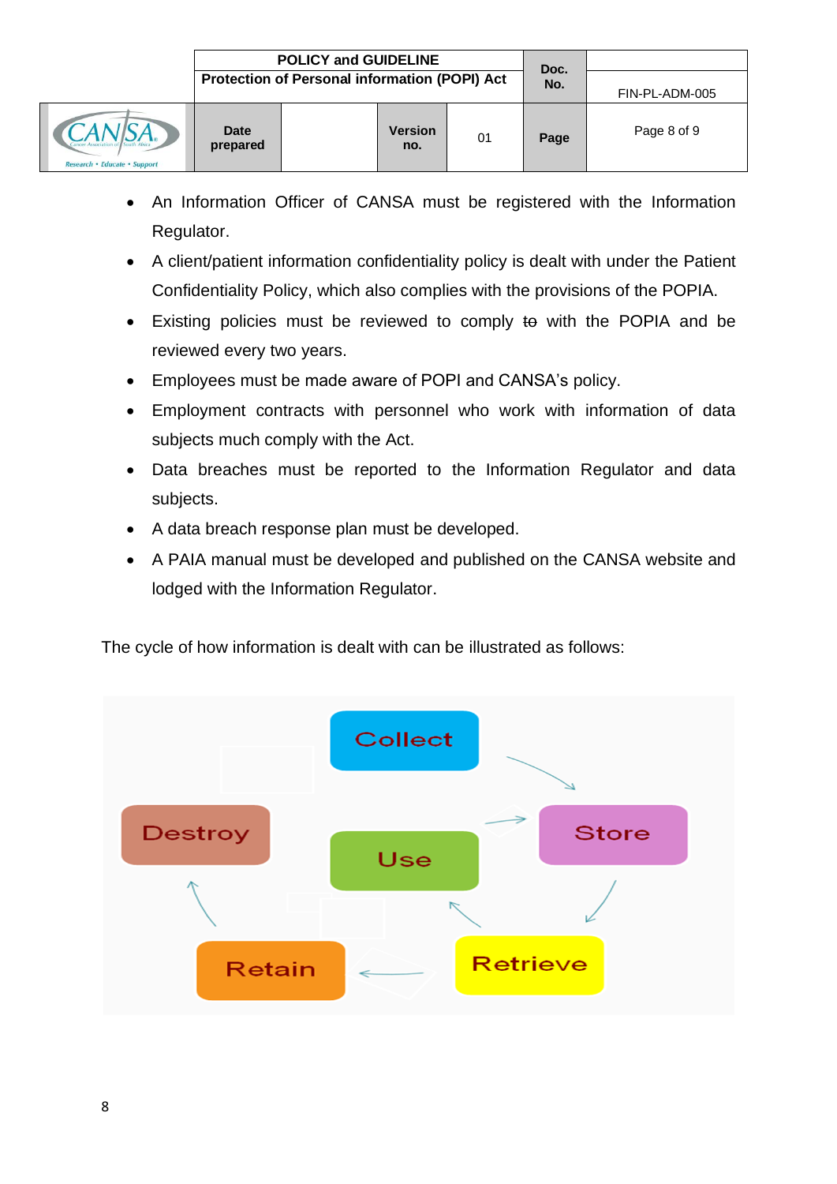- An Information Officer of CANSA must be registered with the Information Regulator.
- A client/patient information confidentiality policy is dealt with under the Patient Confidentiality Policy, which also complies with the provisions of the POPIA.
- Existing policies must be reviewed to comply ~~to~~ with the POPIA and be reviewed every two years.
- Employees must be made aware of POPI and CANSA's policy.
- Employment contracts with personnel who work with information of data subjects much comply with the Act.
- Data breaches must be reported to the Information Regulator and data subjects.
- A data breach response plan must be developed.
- A PAIA manual must be developed and published on the CANSA website and lodged with the Information Regulator.

The cycle of how information is dealt with can be illustrated as follows:

Collect

Destroy | Use | Store

Retain | Retrieve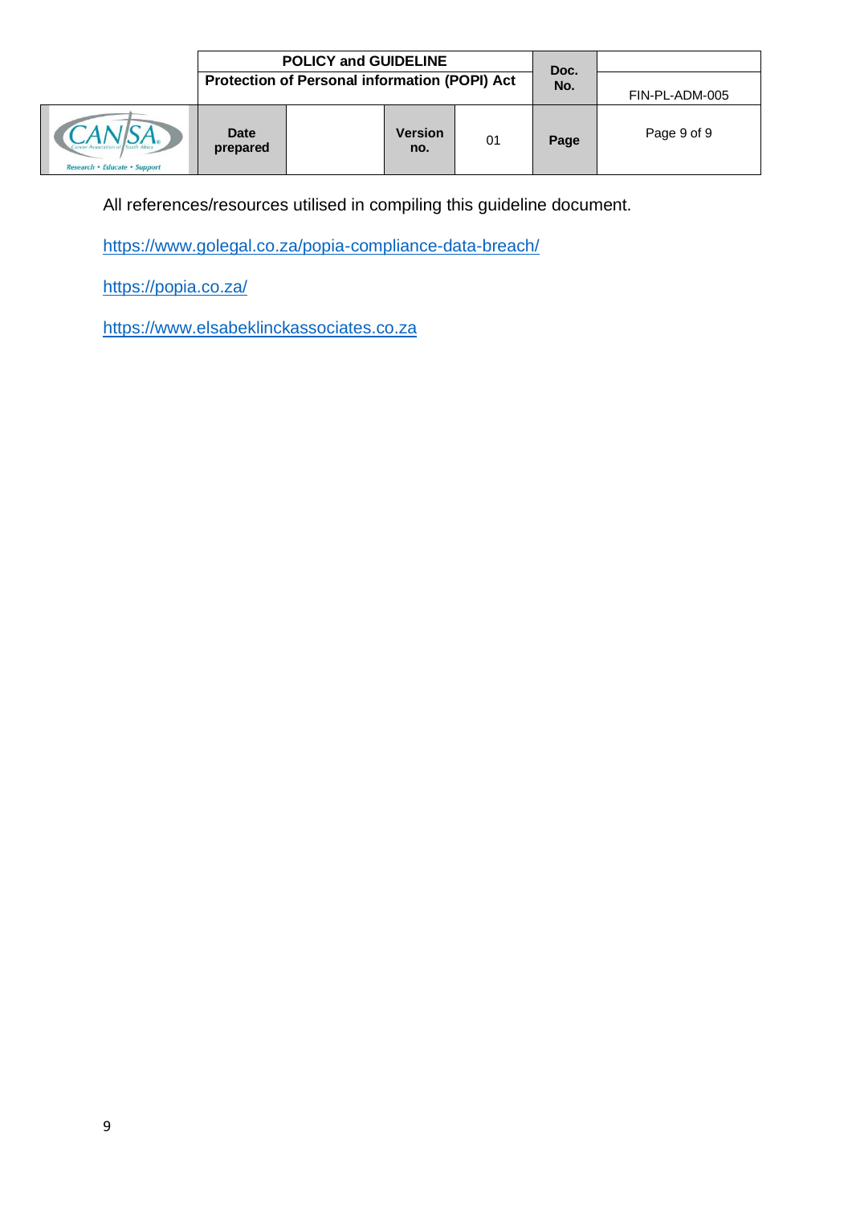All references/resources utilised in compiling this guideline document.

https://www.golegal.co.za/popia-compliance-data-breach/

https://popia.co.za/

https://www.elsabeklinckassociates.co.za